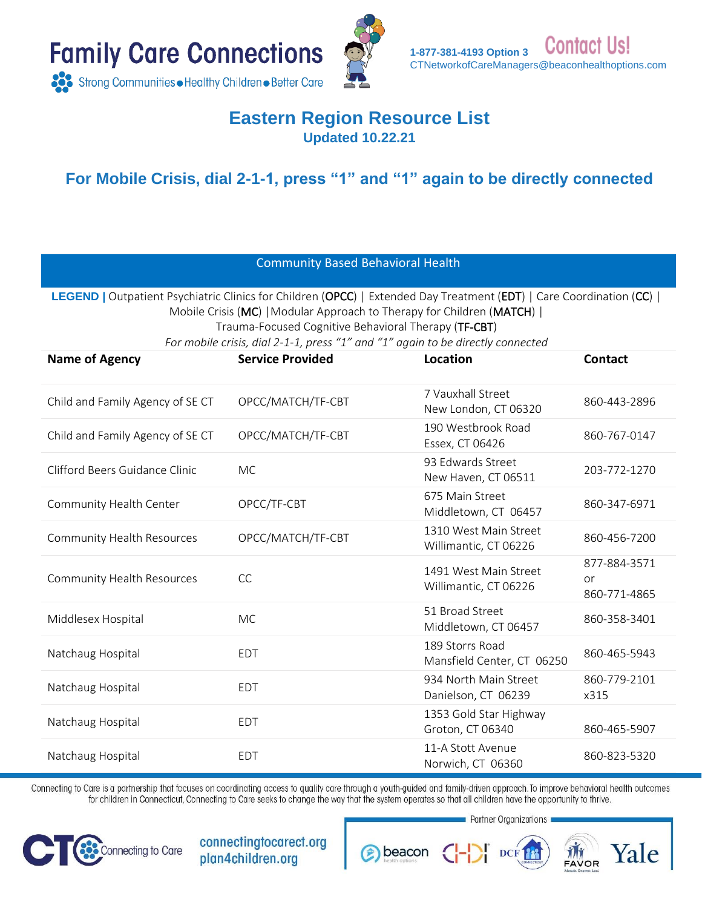Family Care Connections

Strong Communities • Healthy Children • Better Care

1-877-381-4193 Option 3 **Contact Us!**
CTNetworkofCareManagers@beaconhealthoptions.com

# Eastern Region Resource List

**Updated 10.22.21**

## For Mobile Crisis, dial 2-1-1, press "1" and "1" again to be directly connected

### Community Based Behavioral Health

**LEGEND |** Outpatient Psychiatric Clinics for Children (**OPCC**) | Extended Day Treatment (**EDT**) | Care Coordination (**CC**) | Mobile Crisis (**MC**) | Modular Approach to Therapy for Children (**MATCH**) | Trauma-Focused Cognitive Behavioral Therapy (**TF-CBT**)

*For mobile crisis, dial 2-1-1, press "1" and "1" again to be directly connected*

| Name of Agency | Service Provided | Location | Contact |
|---|---|---|---|
| Child and Family Agency of SE CT | OPCC/MATCH/TF-CBT | 7 Vauxhall Street<br>New London, CT 06320 | 860-443-2896 |
| Child and Family Agency of SE CT | OPCC/MATCH/TF-CBT | 190 Westbrook Road<br>Essex, CT 06426 | 860-767-0147 |
| Clifford Beers Guidance Clinic | MC | 93 Edwards Street<br>New Haven, CT 06511 | 203-772-1270 |
| Community Health Center | OPCC/TF-CBT | 675 Main Street<br>Middletown, CT 06457 | 860-347-6971 |
| Community Health Resources | OPCC/MATCH/TF-CBT | 1310 West Main Street<br>Willimantic, CT 06226 | 860-456-7200 |
| Community Health Resources | CC | 1491 West Main Street<br>Willimantic, CT 06226 | 877-884-3571<br>or<br>860-771-4865 |
| Middlesex Hospital | MC | 51 Broad Street<br>Middletown, CT 06457 | 860-358-3401 |
| Natchaug Hospital | EDT | 189 Storrs Road<br>Mansfield Center, CT 06250 | 860-465-5943 |
| Natchaug Hospital | EDT | 934 North Main Street<br>Danielson, CT 06239 | 860-779-2101<br>x315 |
| Natchaug Hospital | EDT | 1353 Gold Star Highway<br>Groton, CT 06340 | 860-465-5907 |
| Natchaug Hospital | EDT | 11-A Stott Avenue<br>Norwich, CT 06360 | 860-823-5320 |

Connecting to Care is a partnership that focuses on coordinating access to quality care through a youth-guided and family-driven approach. To improve behavioral health outcomes for children in Connecticut, Connecting to Care seeks to change the way that the system operates so that all children have the opportunity to thrive.

CTC Connecting to Care

connectingtocarect.org
plan4children.org

Partner Organizations: beacon health options, CHDI, DCF, FAVOR, Yale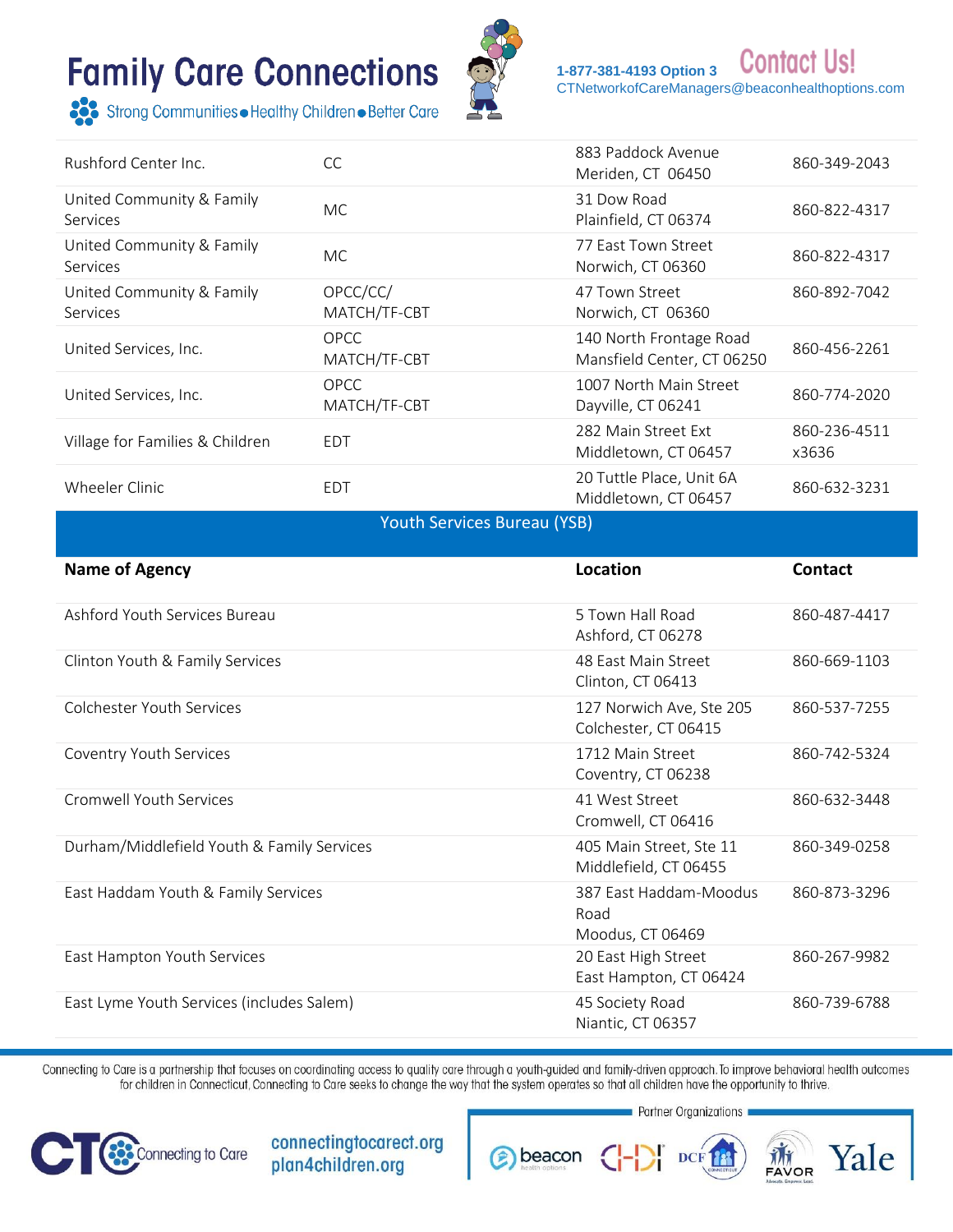| | | | |
|---|---|---|---|
| Rushford Center Inc. | CC | 883 Paddock Avenue Meriden, CT 06450 | 860-349-2043 |
| United Community & Family Services | MC | 31 Dow Road Plainfield, CT 06374 | 860-822-4317 |
| United Community & Family Services | MC | 77 East Town Street Norwich, CT 06360 | 860-822-4317 |
| United Community & Family Services | OPCC/CC/ MATCH/TF-CBT | 47 Town Street Norwich, CT 06360 | 860-892-7042 |
| United Services, Inc. | OPCC MATCH/TF-CBT | 140 North Frontage Road Mansfield Center, CT 06250 | 860-456-2261 |
| United Services, Inc. | OPCC MATCH/TF-CBT | 1007 North Main Street Dayville, CT 06241 | 860-774-2020 |
| Village for Families & Children | EDT | 282 Main Street Ext Middletown, CT 06457 | 860-236-4511 x3636 |
| Wheeler Clinic | EDT | 20 Tuttle Place, Unit 6A Middletown, CT 06457 | 860-632-3231 |

## Youth Services Bureau (YSB)

| Name of Agency | Location | Contact |
|---|---|---|
| Ashford Youth Services Bureau | 5 Town Hall Road Ashford, CT 06278 | 860-487-4417 |
| Clinton Youth & Family Services | 48 East Main Street Clinton, CT 06413 | 860-669-1103 |
| Colchester Youth Services | 127 Norwich Ave, Ste 205 Colchester, CT 06415 | 860-537-7255 |
| Coventry Youth Services | 1712 Main Street Coventry, CT 06238 | 860-742-5324 |
| Cromwell Youth Services | 41 West Street Cromwell, CT 06416 | 860-632-3448 |
| Durham/Middlefield Youth & Family Services | 405 Main Street, Ste 11 Middlefield, CT 06455 | 860-349-0258 |
| East Haddam Youth & Family Services | 387 East Haddam-Moodus Road Moodus, CT 06469 | 860-873-3296 |
| East Hampton Youth Services | 20 East High Street East Hampton, CT 06424 | 860-267-9982 |
| East Lyme Youth Services (includes Salem) | 45 Society Road Niantic, CT 06357 | 860-739-6788 |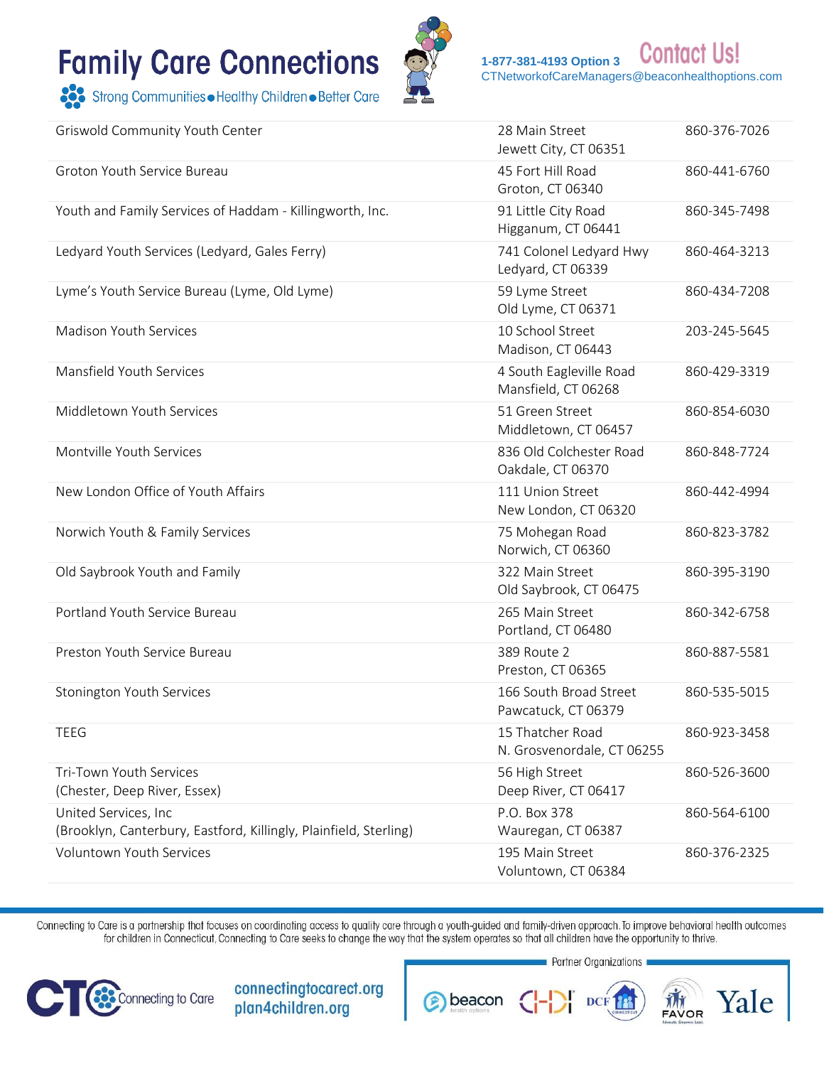# Family Care Connections

Strong Communities • Healthy Children • Better Care

**Contact Us!**
1-877-381-4193 Option 3
CTNetworkofCareManagers@beaconhealthoptions.com

| Organization | Address | Phone |
|---|---|---|
| Griswold Community Youth Center | 28 Main Street<br>Jewett City, CT 06351 | 860-376-7026 |
| Groton Youth Service Bureau | 45 Fort Hill Road<br>Groton, CT 06340 | 860-441-6760 |
| Youth and Family Services of Haddam - Killingworth, Inc. | 91 Little City Road<br>Higganum, CT 06441 | 860-345-7498 |
| Ledyard Youth Services (Ledyard, Gales Ferry) | 741 Colonel Ledyard Hwy<br>Ledyard, CT 06339 | 860-464-3213 |
| Lyme's Youth Service Bureau (Lyme, Old Lyme) | 59 Lyme Street<br>Old Lyme, CT 06371 | 860-434-7208 |
| Madison Youth Services | 10 School Street<br>Madison, CT 06443 | 203-245-5645 |
| Mansfield Youth Services | 4 South Eagleville Road<br>Mansfield, CT 06268 | 860-429-3319 |
| Middletown Youth Services | 51 Green Street<br>Middletown, CT 06457 | 860-854-6030 |
| Montville Youth Services | 836 Old Colchester Road<br>Oakdale, CT 06370 | 860-848-7724 |
| New London Office of Youth Affairs | 111 Union Street<br>New London, CT 06320 | 860-442-4994 |
| Norwich Youth & Family Services | 75 Mohegan Road<br>Norwich, CT 06360 | 860-823-3782 |
| Old Saybrook Youth and Family | 322 Main Street<br>Old Saybrook, CT 06475 | 860-395-3190 |
| Portland Youth Service Bureau | 265 Main Street<br>Portland, CT 06480 | 860-342-6758 |
| Preston Youth Service Bureau | 389 Route 2<br>Preston, CT 06365 | 860-887-5581 |
| Stonington Youth Services | 166 South Broad Street<br>Pawcatuck, CT 06379 | 860-535-5015 |
| TEEG | 15 Thatcher Road<br>N. Grosvenordale, CT 06255 | 860-923-3458 |
| Tri-Town Youth Services<br>(Chester, Deep River, Essex) | 56 High Street<br>Deep River, CT 06417 | 860-526-3600 |
| United Services, Inc<br>(Brooklyn, Canterbury, Eastford, Killingly, Plainfield, Sterling) | P.O. Box 378<br>Wauregan, CT 06387 | 860-564-6100 |
| Voluntown Youth Services | 195 Main Street<br>Voluntown, CT 06384 | 860-376-2325 |

Connecting to Care is a partnership that focuses on coordinating access to quality care through a youth-guided and family-driven approach. To improve behavioral health outcomes for children in Connecticut, Connecting to Care seeks to change the way that the system operates so that all children have the opportunity to thrive.

Connecting to Care
connectingtocarect.org
plan4children.org

Partner Organizations: beacon health options, CHDI, DCF, FAVOR, Yale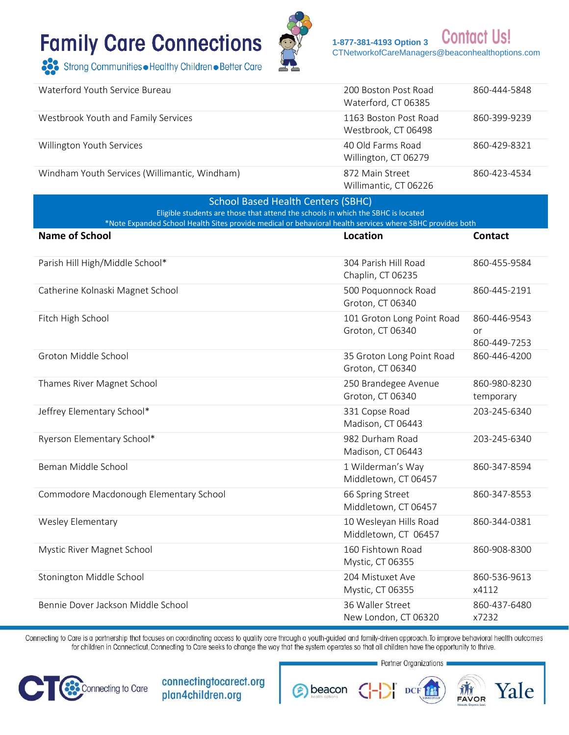| | | |
|---|---|---|
| Waterford Youth Service Bureau | 200 Boston Post Road Waterford, CT 06385 | 860-444-5848 |
| Westbrook Youth and Family Services | 1163 Boston Post Road Westbrook, CT 06498 | 860-399-9239 |
| Willington Youth Services | 40 Old Farms Road Willington, CT 06279 | 860-429-8321 |
| Windham Youth Services (Willimantic, Windham) | 872 Main Street Willimantic, CT 06226 | 860-423-4534 |

## School Based Health Centers (SBHC)

Eligible students are those that attend the schools in which the SBHC is located

*Note Expanded School Health Sites provide medical or behavioral health services where SBHC provides both

| Name of School | Location | Contact |
|---|---|---|
| Parish Hill High/Middle School* | 304 Parish Hill Road Chaplin, CT 06235 | 860-455-9584 |
| Catherine Kolnaski Magnet School | 500 Poquonnock Road Groton, CT 06340 | 860-445-2191 |
| Fitch High School | 101 Groton Long Point Road Groton, CT 06340 | 860-446-9543 or 860-449-7253 |
| Groton Middle School | 35 Groton Long Point Road Groton, CT 06340 | 860-446-4200 |
| Thames River Magnet School | 250 Brandegee Avenue Groton, CT 06340 | 860-980-8230 temporary |
| Jeffrey Elementary School* | 331 Copse Road Madison, CT 06443 | 203-245-6340 |
| Ryerson Elementary School* | 982 Durham Road Madison, CT 06443 | 203-245-6340 |
| Beman Middle School | 1 Wilderman's Way Middletown, CT 06457 | 860-347-8594 |
| Commodore Macdonough Elementary School | 66 Spring Street Middletown, CT 06457 | 860-347-8553 |
| Wesley Elementary | 10 Wesleyan Hills Road Middletown, CT 06457 | 860-344-0381 |
| Mystic River Magnet School | 160 Fishtown Road Mystic, CT 06355 | 860-908-8300 |
| Stonington Middle School | 204 Mistuxet Ave Mystic, CT 06355 | 860-536-9613 x4112 |
| Bennie Dover Jackson Middle School | 36 Waller Street New London, CT 06320 | 860-437-6480 x7232 |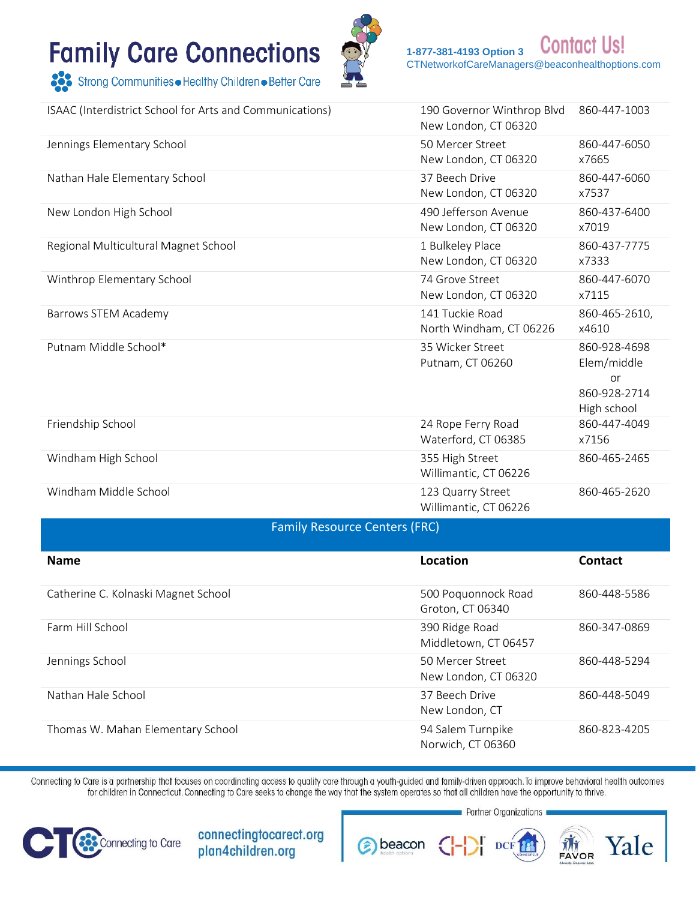# Family Care Connections

Strong Communities • Healthy Children • Better Care

**Contact Us!** 1-877-381-4193 Option 3
CTNetworkofCareManagers@beaconhealthoptions.com

| | | |
|---|---|---|
| ISAAC (Interdistrict School for Arts and Communications) | 190 Governor Winthrop Blvd New London, CT 06320 | 860-447-1003 |
| Jennings Elementary School | 50 Mercer Street New London, CT 06320 | 860-447-6050 x7665 |
| Nathan Hale Elementary School | 37 Beech Drive New London, CT 06320 | 860-447-6060 x7537 |
| New London High School | 490 Jefferson Avenue New London, CT 06320 | 860-437-6400 x7019 |
| Regional Multicultural Magnet School | 1 Bulkeley Place New London, CT 06320 | 860-437-7775 x7333 |
| Winthrop Elementary School | 74 Grove Street New London, CT 06320 | 860-447-6070 x7115 |
| Barrows STEM Academy | 141 Tuckie Road North Windham, CT 06226 | 860-465-2610, x4610 |
| Putnam Middle School* | 35 Wicker Street Putnam, CT 06260 | 860-928-4698 Elem/middle or 860-928-2714 High school |
| Friendship School | 24 Rope Ferry Road Waterford, CT 06385 | 860-447-4049 x7156 |
| Windham High School | 355 High Street Willimantic, CT 06226 | 860-465-2465 |
| Windham Middle School | 123 Quarry Street Willimantic, CT 06226 | 860-465-2620 |

## Family Resource Centers (FRC)

| Name | Location | Contact |
|---|---|---|
| Catherine C. Kolnaski Magnet School | 500 Poquonnock Road Groton, CT 06340 | 860-448-5586 |
| Farm Hill School | 390 Ridge Road Middletown, CT 06457 | 860-347-0869 |
| Jennings School | 50 Mercer Street New London, CT 06320 | 860-448-5294 |
| Nathan Hale School | 37 Beech Drive New London, CT | 860-448-5049 |
| Thomas W. Mahan Elementary School | 94 Salem Turnpike Norwich, CT 06360 | 860-823-4205 |

Connecting to Care is a partnership that focuses on coordinating access to quality care through a youth-guided and family-driven approach. To improve behavioral health outcomes for children in Connecticut, Connecting to Care seeks to change the way that the system operates so that all children have the opportunity to thrive.

CTC Connecting to Care — connectingtocarect.org — plan4children.org

Partner Organizations: beacon health options, CHDI, DCF, FAVOR, Yale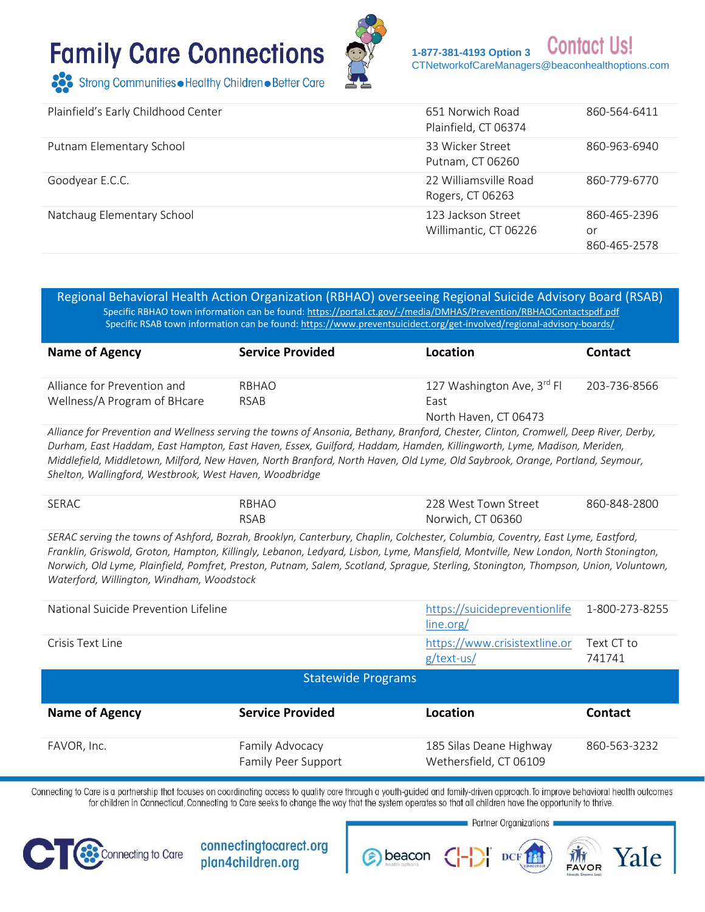# Family Care Connections

Strong Communities • Healthy Children • Better Care

1-877-381-4193 Option 3 **Contact Us!**
CTNetworkofCareManagers@beaconhealthoptions.com

| | | | |
|---|---|---|---|
| Plainfield's Early Childhood Center | | 651 Norwich Road Plainfield, CT 06374 | 860-564-6411 |
| Putnam Elementary School | | 33 Wicker Street Putnam, CT 06260 | 860-963-6940 |
| Goodyear E.C.C. | | 22 Williamsville Road Rogers, CT 06263 | 860-779-6770 |
| Natchaug Elementary School | | 123 Jackson Street Willimantic, CT 06226 | 860-465-2396 or 860-465-2578 |

## Regional Behavioral Health Action Organization (RBHAO) overseeing Regional Suicide Advisory Board (RSAB)

Specific RBHAO town information can be found: https://portal.ct.gov/-/media/DMHAS/Prevention/RBHAOContactspdf.pdf
Specific RSAB town information can be found: https://www.preventsuicidect.org/get-involved/regional-advisory-boards/

| Name of Agency | Service Provided | Location | Contact |
|---|---|---|---|
| Alliance for Prevention and Wellness/A Program of BHcare | RBHAO RSAB | 127 Washington Ave, 3rd Fl East North Haven, CT 06473 | 203-736-8566 |

*Alliance for Prevention and Wellness serving the towns of Ansonia, Bethany, Branford, Chester, Clinton, Cromwell, Deep River, Derby, Durham, East Haddam, East Hampton, East Haven, Essex, Guilford, Haddam, Hamden, Killingworth, Lyme, Madison, Meriden, Middlefield, Middletown, Milford, New Haven, North Branford, North Haven, Old Lyme, Old Saybrook, Orange, Portland, Seymour, Shelton, Wallingford, Westbrook, West Haven, Woodbridge*

| Name of Agency | Service Provided | Location | Contact |
|---|---|---|---|
| SERAC | RBHAO RSAB | 228 West Town Street Norwich, CT 06360 | 860-848-2800 |

*SERAC serving the towns of Ashford, Bozrah, Brooklyn, Canterbury, Chaplin, Colchester, Columbia, Coventry, East Lyme, Eastford, Franklin, Griswold, Groton, Hampton, Killingly, Lebanon, Ledyard, Lisbon, Lyme, Mansfield, Montville, New London, North Stonington, Norwich, Old Lyme, Plainfield, Pomfret, Preston, Putnam, Salem, Scotland, Sprague, Sterling, Stonington, Thompson, Union, Voluntown, Waterford, Willington, Windham, Woodstock*

| | | | |
|---|---|---|---|
| National Suicide Prevention Lifeline | | https://suicidepreventionlifeline.org/ | 1-800-273-8255 |
| Crisis Text Line | | https://www.crisistextline.org/text-us/ | Text CT to 741741 |

## Statewide Programs

| Name of Agency | Service Provided | Location | Contact |
|---|---|---|---|
| FAVOR, Inc. | Family Advocacy Family Peer Support | 185 Silas Deane Highway Wethersfield, CT 06109 | 860-563-3232 |

Connecting to Care is a partnership that focuses on coordinating access to quality care through a youth-guided and family-driven approach. To improve behavioral health outcomes for children in Connecticut, Connecting to Care seeks to change the way that the system operates so that all children have the opportunity to thrive.

connectingtocarect.org
plan4children.org

Partner Organizations: beacon health options, CHDI, DCF, FAVOR, Yale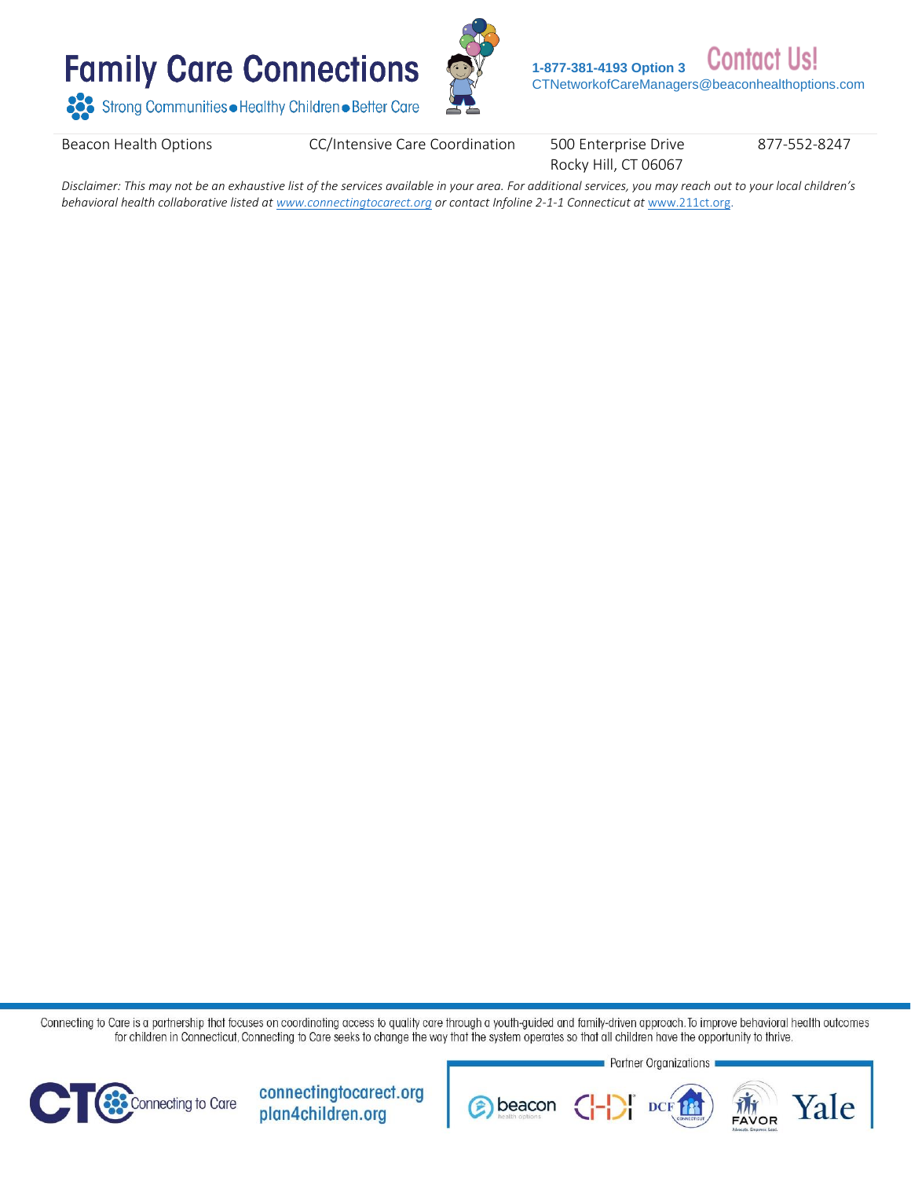# Family Care Connections

Strong Communities • Healthy Children • Better Care

1-877-381-4193 Option 3 **Contact Us!**
CTNetworkofCareManagers@beaconhealthoptions.com

| | | | |
|---|---|---|---|
| Beacon Health Options | CC/Intensive Care Coordination | 500 Enterprise Drive Rocky Hill, CT 06067 | 877-552-8247 |

*Disclaimer: This may not be an exhaustive list of the services available in your area. For additional services, you may reach out to your local children's behavioral health collaborative listed at www.connectingtocarect.org or contact Infoline 2-1-1 Connecticut at www.211ct.org.*

Connecting to Care is a partnership that focuses on coordinating access to quality care through a youth-guided and family-driven approach. To improve behavioral health outcomes for children in Connecticut, Connecting to Care seeks to change the way that the system operates so that all children have the opportunity to thrive.

CT Connecting to Care

connectingtocarect.org
plan4children.org

Partner Organizations

beacon health options | CHDI | DCF | FAVOR | Yale